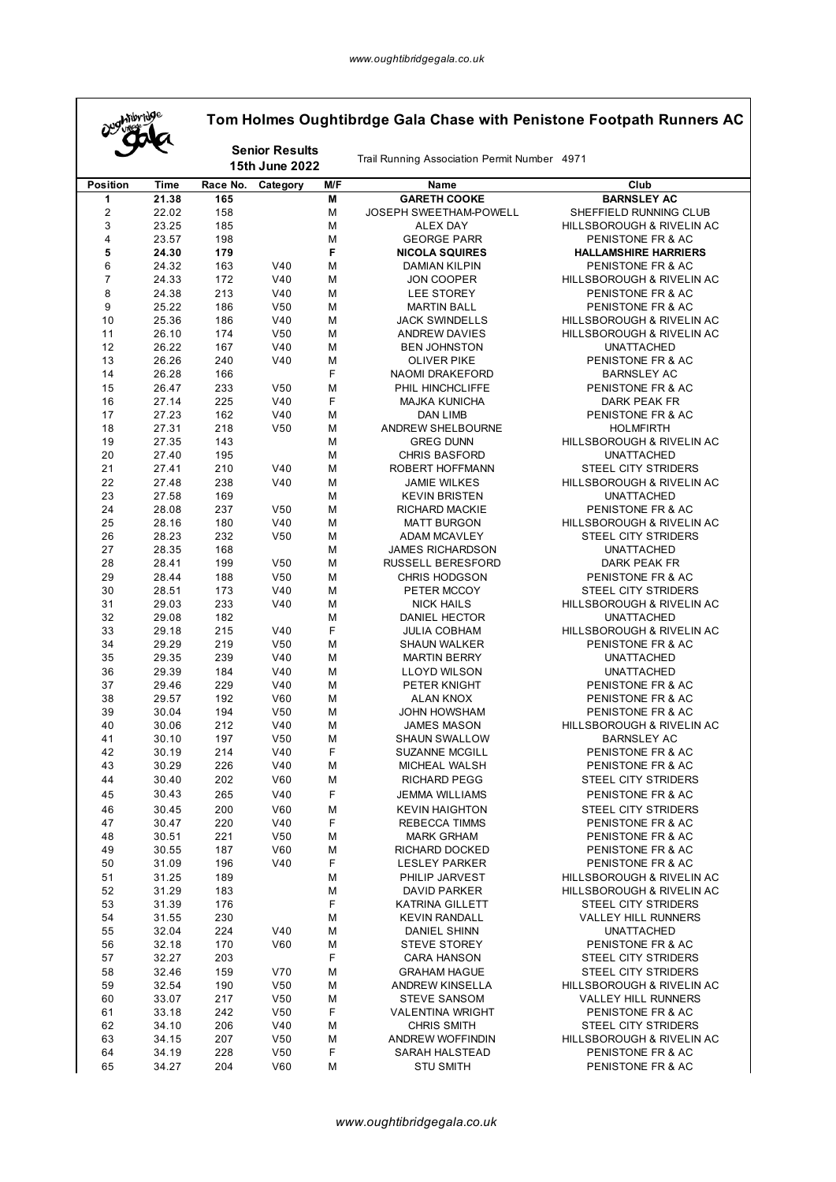# Tom Holmes Oughtibrdge Gala Chase with Penistone Footpath Runners AC

**Senior Results**
**15th June 2022**

Trail Running Association Permit Number 4971

| Position | Time | Race No. | Category | M/F | Name | Club |
|---|---|---|---|---|---|---|
| **1** | **21.38** | **165** | | **M** | **GARETH COOKE** | **BARNSLEY AC** |
| 2 | 22.02 | 158 | | M | JOSEPH SWEETHAM-POWELL | SHEFFIELD RUNNING CLUB |
| 3 | 23.25 | 185 | | M | ALEX DAY | HILLSBOROUGH & RIVELIN AC |
| 4 | 23.57 | 198 | | M | GEORGE PARR | PENISTONE FR & AC |
| **5** | **24.30** | **179** | | **F** | **NICOLA SQUIRES** | **HALLAMSHIRE HARRIERS** |
| 6 | 24.32 | 163 | V40 | M | DAMIAN KILPIN | PENISTONE FR & AC |
| 7 | 24.33 | 172 | V40 | M | JON COOPER | HILLSBOROUGH & RIVELIN AC |
| 8 | 24.38 | 213 | V40 | M | LEE STOREY | PENISTONE FR & AC |
| 9 | 25.22 | 186 | V50 | M | MARTIN BALL | PENISTONE FR & AC |
| 10 | 25.36 | 186 | V40 | M | JACK SWINDELLS | HILLSBOROUGH & RIVELIN AC |
| 11 | 26.10 | 174 | V50 | M | ANDREW DAVIES | HILLSBOROUGH & RIVELIN AC |
| 12 | 26.22 | 167 | V40 | M | BEN JOHNSTON | UNATTACHED |
| 13 | 26.26 | 240 | V40 | M | OLIVER PIKE | PENISTONE FR & AC |
| 14 | 26.28 | 166 | | F | NAOMI DRAKEFORD | BARNSLEY AC |
| 15 | 26.47 | 233 | V50 | M | PHIL HINCHCLIFFE | PENISTONE FR & AC |
| 16 | 27.14 | 225 | V40 | F | MAJKA KUNICHA | DARK PEAK FR |
| 17 | 27.23 | 162 | V40 | M | DAN LIMB | PENISTONE FR & AC |
| 18 | 27.31 | 218 | V50 | M | ANDREW SHELBOURNE | HOLMFIRTH |
| 19 | 27.35 | 143 | | M | GREG DUNN | HILLSBOROUGH & RIVELIN AC |
| 20 | 27.40 | 195 | | M | CHRIS BASFORD | UNATTACHED |
| 21 | 27.41 | 210 | V40 | M | ROBERT HOFFMANN | STEEL CITY STRIDERS |
| 22 | 27.48 | 238 | V40 | M | JAMIE WILKES | HILLSBOROUGH & RIVELIN AC |
| 23 | 27.58 | 169 | | M | KEVIN BRISTEN | UNATTACHED |
| 24 | 28.08 | 237 | V50 | M | RICHARD MACKIE | PENISTONE FR & AC |
| 25 | 28.16 | 180 | V40 | M | MATT BURGON | HILLSBOROUGH & RIVELIN AC |
| 26 | 28.23 | 232 | V50 | M | ADAM MCAVLEY | STEEL CITY STRIDERS |
| 27 | 28.35 | 168 | | M | JAMES RICHARDSON | UNATTACHED |
| 28 | 28.41 | 199 | V50 | M | RUSSELL BERESFORD | DARK PEAK FR |
| 29 | 28.44 | 188 | V50 | M | CHRIS HODGSON | PENISTONE FR & AC |
| 30 | 28.51 | 173 | V40 | M | PETER MCCOY | STEEL CITY STRIDERS |
| 31 | 29.03 | 233 | V40 | M | NICK HAILS | HILLSBOROUGH & RIVELIN AC |
| 32 | 29.08 | 182 | | M | DANIEL HECTOR | UNATTACHED |
| 33 | 29.18 | 215 | V40 | F | JULIA COBHAM | HILLSBOROUGH & RIVELIN AC |
| 34 | 29.29 | 219 | V50 | M | SHAUN WALKER | PENISTONE FR & AC |
| 35 | 29.35 | 239 | V40 | M | MARTIN BERRY | UNATTACHED |
| 36 | 29.39 | 184 | V40 | M | LLOYD WILSON | UNATTACHED |
| 37 | 29.46 | 229 | V40 | M | PETER KNIGHT | PENISTONE FR & AC |
| 38 | 29.57 | 192 | V60 | M | ALAN KNOX | PENISTONE FR & AC |
| 39 | 30.04 | 194 | V50 | M | JOHN HOWSHAM | PENISTONE FR & AC |
| 40 | 30.06 | 212 | V40 | M | JAMES MASON | HILLSBOROUGH & RIVELIN AC |
| 41 | 30.10 | 197 | V50 | M | SHAUN SWALLOW | BARNSLEY AC |
| 42 | 30.19 | 214 | V40 | F | SUZANNE MCGILL | PENISTONE FR & AC |
| 43 | 30.29 | 226 | V40 | M | MICHEAL WALSH | PENISTONE FR & AC |
| 44 | 30.40 | 202 | V60 | M | RICHARD PEGG | STEEL CITY STRIDERS |
| 45 | 30.43 | 265 | V40 | F | JEMMA WILLIAMS | PENISTONE FR & AC |
| 46 | 30.45 | 200 | V60 | M | KEVIN HAIGHTON | STEEL CITY STRIDERS |
| 47 | 30.47 | 220 | V40 | F | REBECCA TIMMS | PENISTONE FR & AC |
| 48 | 30.51 | 221 | V50 | M | MARK GRHAM | PENISTONE FR & AC |
| 49 | 30.55 | 187 | V60 | M | RICHARD DOCKED | PENISTONE FR & AC |
| 50 | 31.09 | 196 | V40 | F | LESLEY PARKER | PENISTONE FR & AC |
| 51 | 31.25 | 189 | | M | PHILIP JARVEST | HILLSBOROUGH & RIVELIN AC |
| 52 | 31.29 | 183 | | M | DAVID PARKER | HILLSBOROUGH & RIVELIN AC |
| 53 | 31.39 | 176 | | F | KATRINA GILLETT | STEEL CITY STRIDERS |
| 54 | 31.55 | 230 | | M | KEVIN RANDALL | VALLEY HILL RUNNERS |
| 55 | 32.04 | 224 | V40 | M | DANIEL SHINN | UNATTACHED |
| 56 | 32.18 | 170 | V60 | M | STEVE STOREY | PENISTONE FR & AC |
| 57 | 32.27 | 203 | | F | CARA HANSON | STEEL CITY STRIDERS |
| 58 | 32.46 | 159 | V70 | M | GRAHAM HAGUE | STEEL CITY STRIDERS |
| 59 | 32.54 | 190 | V50 | M | ANDREW KINSELLA | HILLSBOROUGH & RIVELIN AC |
| 60 | 33.07 | 217 | V50 | M | STEVE SANSOM | VALLEY HILL RUNNERS |
| 61 | 33.18 | 242 | V50 | F | VALENTINA WRIGHT | PENISTONE FR & AC |
| 62 | 34.10 | 206 | V40 | M | CHRIS SMITH | STEEL CITY STRIDERS |
| 63 | 34.15 | 207 | V50 | M | ANDREW WOFFINDIN | HILLSBOROUGH & RIVELIN AC |
| 64 | 34.19 | 228 | V50 | F | SARAH HALSTEAD | PENISTONE FR & AC |
| 65 | 34.27 | 204 | V60 | M | STU SMITH | PENISTONE FR & AC |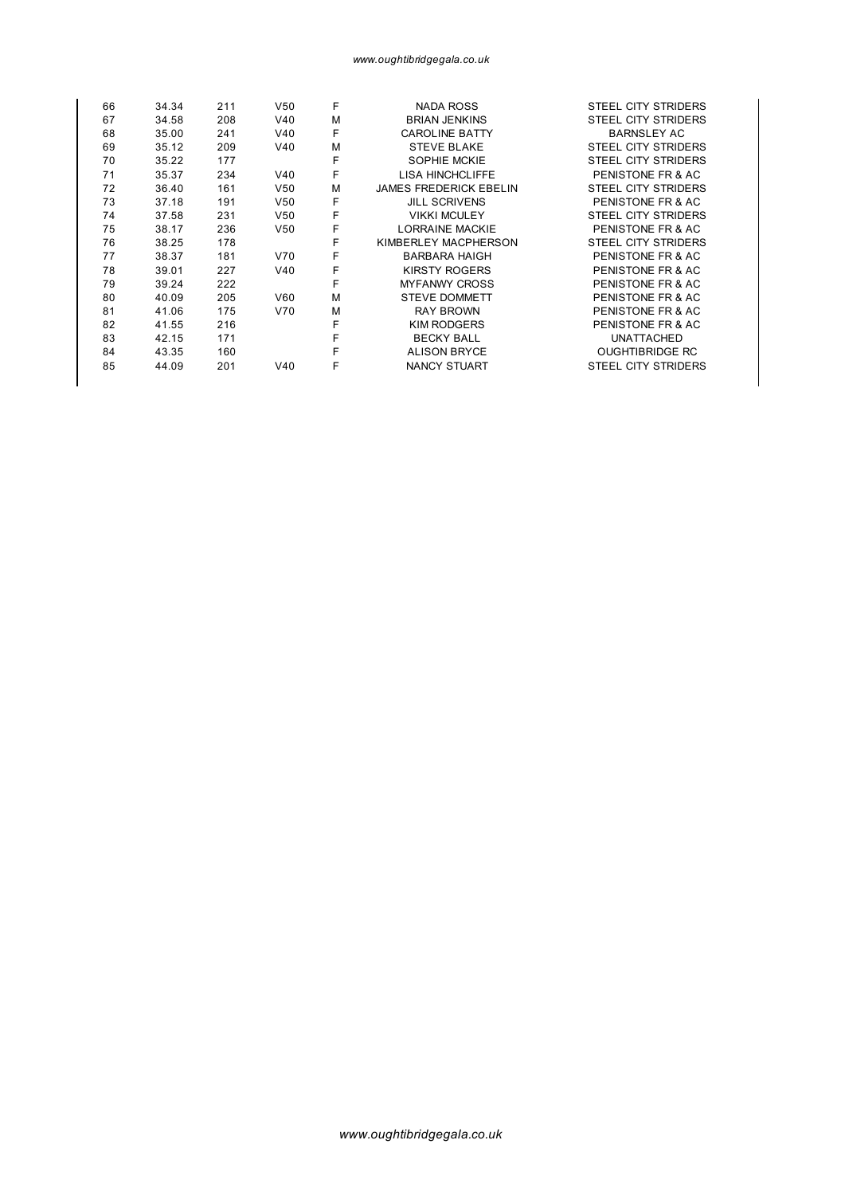| | | | | | | |
|---|---|---|---|---|---|---|
| 66 | 34.34 | 211 | V50 | F | NADA ROSS | STEEL CITY STRIDERS |
| 67 | 34.58 | 208 | V40 | M | BRIAN JENKINS | STEEL CITY STRIDERS |
| 68 | 35.00 | 241 | V40 | F | CAROLINE BATTY | BARNSLEY AC |
| 69 | 35.12 | 209 | V40 | M | STEVE BLAKE | STEEL CITY STRIDERS |
| 70 | 35.22 | 177 | | F | SOPHIE MCKIE | STEEL CITY STRIDERS |
| 71 | 35.37 | 234 | V40 | F | LISA HINCHCLIFFE | PENISTONE FR & AC |
| 72 | 36.40 | 161 | V50 | M | JAMES FREDERICK EBELIN | STEEL CITY STRIDERS |
| 73 | 37.18 | 191 | V50 | F | JILL SCRIVENS | PENISTONE FR & AC |
| 74 | 37.58 | 231 | V50 | F | VIKKI MCULEY | STEEL CITY STRIDERS |
| 75 | 38.17 | 236 | V50 | F | LORRAINE MACKIE | PENISTONE FR & AC |
| 76 | 38.25 | 178 | | F | KIMBERLEY MACPHERSON | STEEL CITY STRIDERS |
| 77 | 38.37 | 181 | V70 | F | BARBARA HAIGH | PENISTONE FR & AC |
| 78 | 39.01 | 227 | V40 | F | KIRSTY ROGERS | PENISTONE FR & AC |
| 79 | 39.24 | 222 | | F | MYFANWY CROSS | PENISTONE FR & AC |
| 80 | 40.09 | 205 | V60 | M | STEVE DOMMETT | PENISTONE FR & AC |
| 81 | 41.06 | 175 | V70 | M | RAY BROWN | PENISTONE FR & AC |
| 82 | 41.55 | 216 | | F | KIM RODGERS | PENISTONE FR & AC |
| 83 | 42.15 | 171 | | F | BECKY BALL | UNATTACHED |
| 84 | 43.35 | 160 | | F | ALISON BRYCE | OUGHTIBRIDGE RC |
| 85 | 44.09 | 201 | V40 | F | NANCY STUART | STEEL CITY STRIDERS |